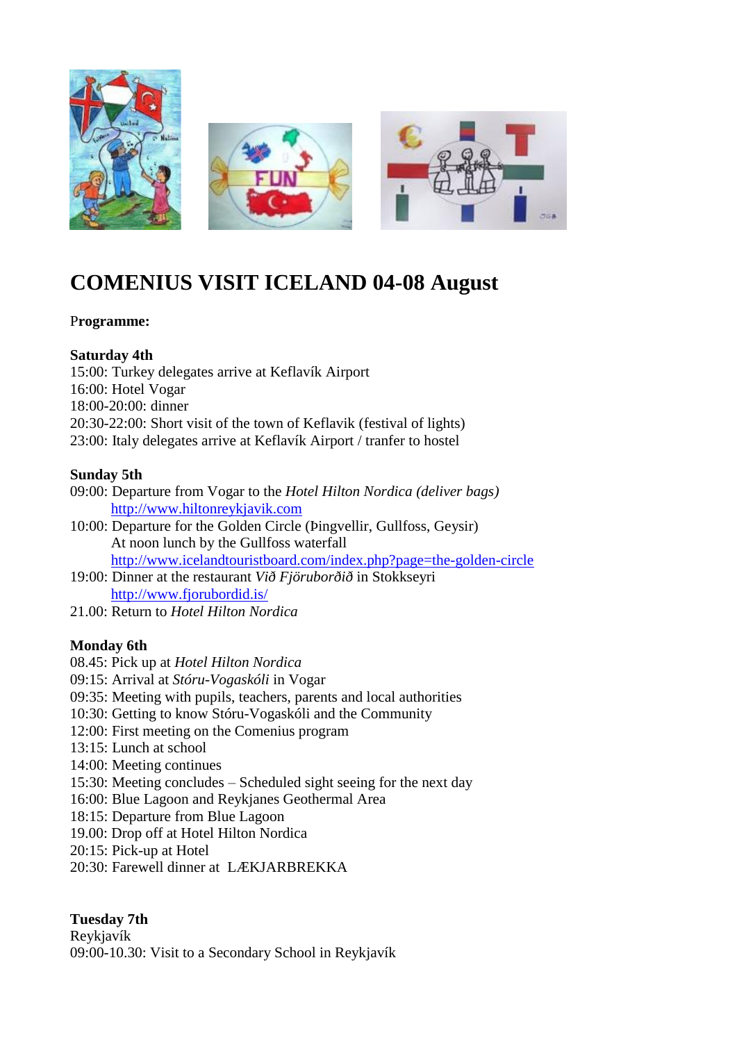# COMENIUS VISIT ICELAND 04-08 August

**Programme:**

**Saturday 4th**
15:00: Turkey delegates arrive at Keflavík Airport
16:00: Hotel Vogar
18:00-20:00: dinner
20:30-22:00: Short visit of the town of Keflavik (festival of lights)
23:00: Italy delegates arrive at Keflavík Airport / tranfer to hostel

**Sunday 5th**
09:00: Departure from Vogar to the *Hotel Hilton Nordica (deliver bags)*
http://www.hiltonreykjavik.com
10:00: Departure for the Golden Circle (Þingvellir, Gullfoss, Geysir)
At noon lunch by the Gullfoss waterfall
http://www.icelandtouristboard.com/index.php?page=the-golden-circle
19:00: Dinner at the restaurant *Við Fjöruborðið* in Stokkseyri
http://www.fjorubordid.is/
21.00: Return to *Hotel Hilton Nordica*

**Monday 6th**
08.45: Pick up at *Hotel Hilton Nordica*
09:15: Arrival at *Stóru-Vogaskóli* in Vogar
09:35: Meeting with pupils, teachers, parents and local authorities
10:30: Getting to know Stóru-Vogaskóli and the Community
12:00: First meeting on the Comenius program
13:15: Lunch at school
14:00: Meeting continues
15:30: Meeting concludes – Scheduled sight seeing for the next day
16:00: Blue Lagoon and Reykjanes Geothermal Area
18:15: Departure from Blue Lagoon
19.00: Drop off at Hotel Hilton Nordica
20:15: Pick-up at Hotel
20:30: Farewell dinner at LÆKJARBREKKA

**Tuesday 7th**
Reykjavík
09:00-10.30: Visit to a Secondary School in Reykjavík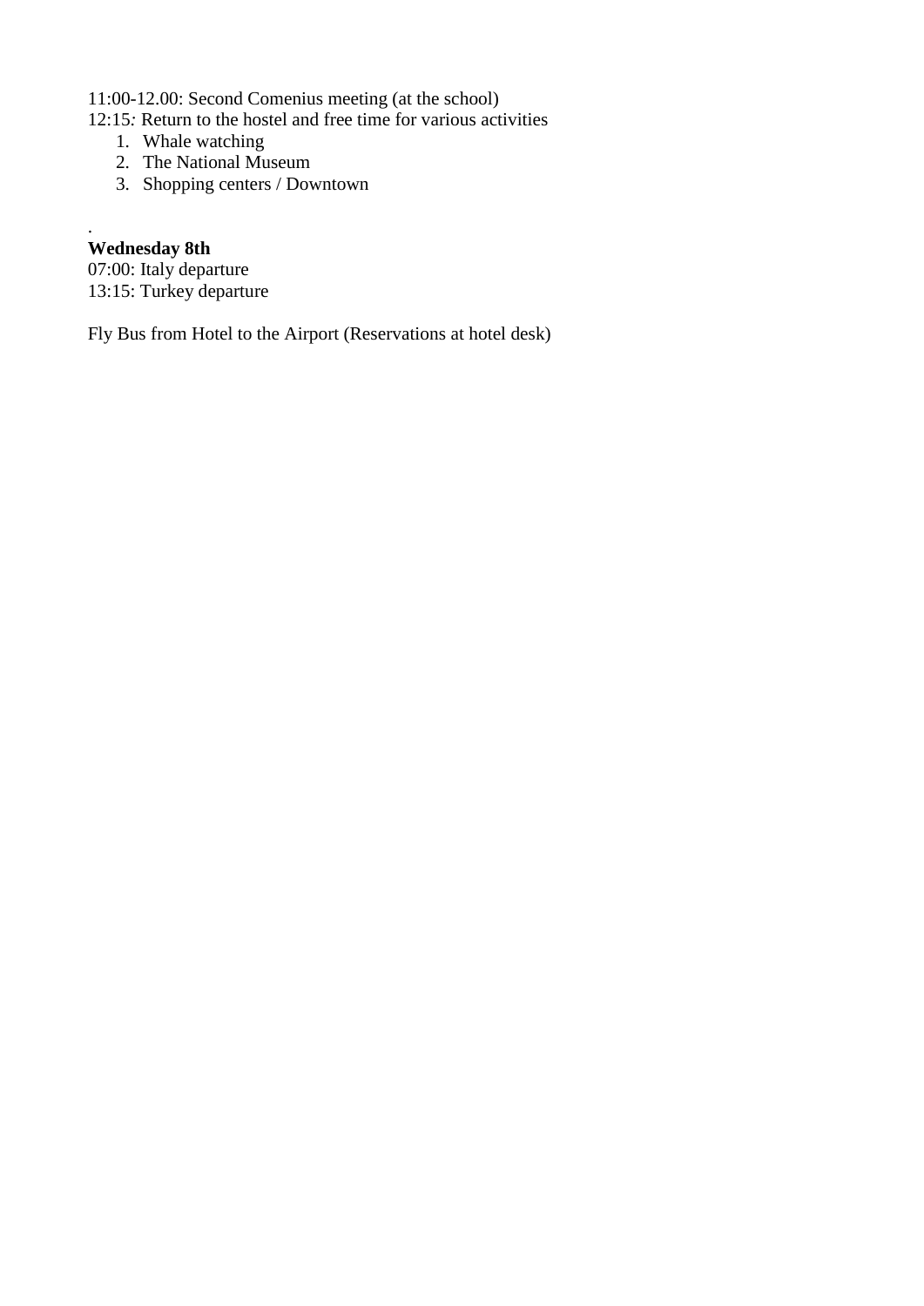11:00-12.00: Second Comenius meeting (at the school)
12:15: Return to the hostel and free time for various activities

1. Whale watching
2. The National Museum
3. Shopping centers / Downtown

.

**Wednesday 8th**
07:00: Italy departure
13:15: Turkey departure

Fly Bus from Hotel to the Airport (Reservations at hotel desk)